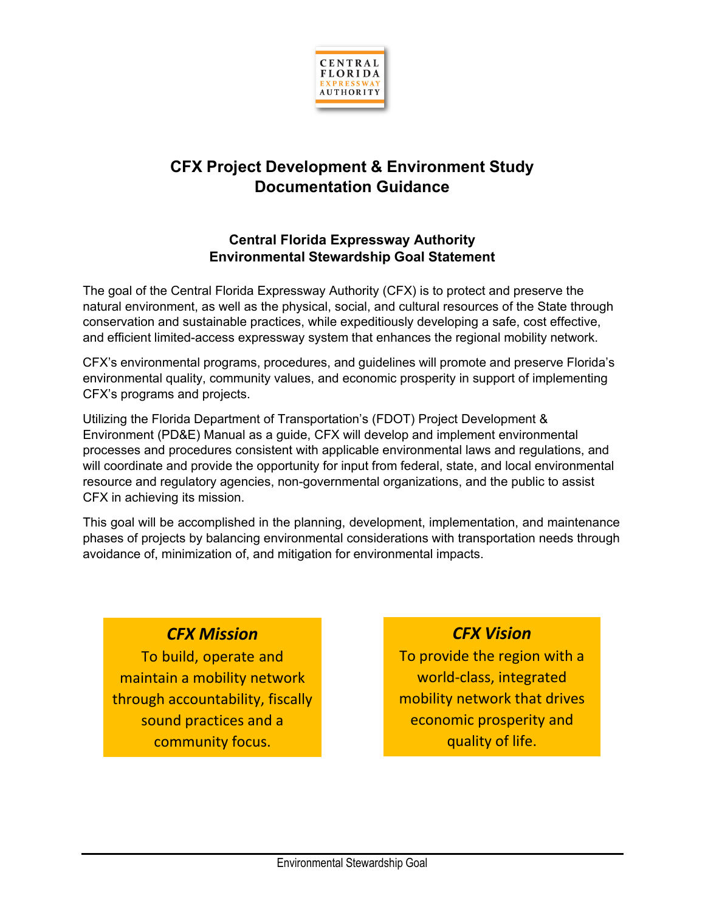CENTRAL FLORIDA EXPRESSWAY AUTHORITY

# CFX Project Development & Environment Study Documentation Guidance

## Central Florida Expressway Authority Environmental Stewardship Goal Statement

The goal of the Central Florida Expressway Authority (CFX) is to protect and preserve the natural environment, as well as the physical, social, and cultural resources of the State through conservation and sustainable practices, while expeditiously developing a safe, cost effective, and efficient limited-access expressway system that enhances the regional mobility network.

CFX's environmental programs, procedures, and guidelines will promote and preserve Florida's environmental quality, community values, and economic prosperity in support of implementing CFX's programs and projects.

Utilizing the Florida Department of Transportation's (FDOT) Project Development & Environment (PD&E) Manual as a guide, CFX will develop and implement environmental processes and procedures consistent with applicable environmental laws and regulations, and will coordinate and provide the opportunity for input from federal, state, and local environmental resource and regulatory agencies, non-governmental organizations, and the public to assist CFX in achieving its mission.

This goal will be accomplished in the planning, development, implementation, and maintenance phases of projects by balancing environmental considerations with transportation needs through avoidance of, minimization of, and mitigation for environmental impacts.

***CFX Mission***

To build, operate and maintain a mobility network through accountability, fiscally sound practices and a community focus.

***CFX Vision***

To provide the region with a world-class, integrated mobility network that drives economic prosperity and quality of life.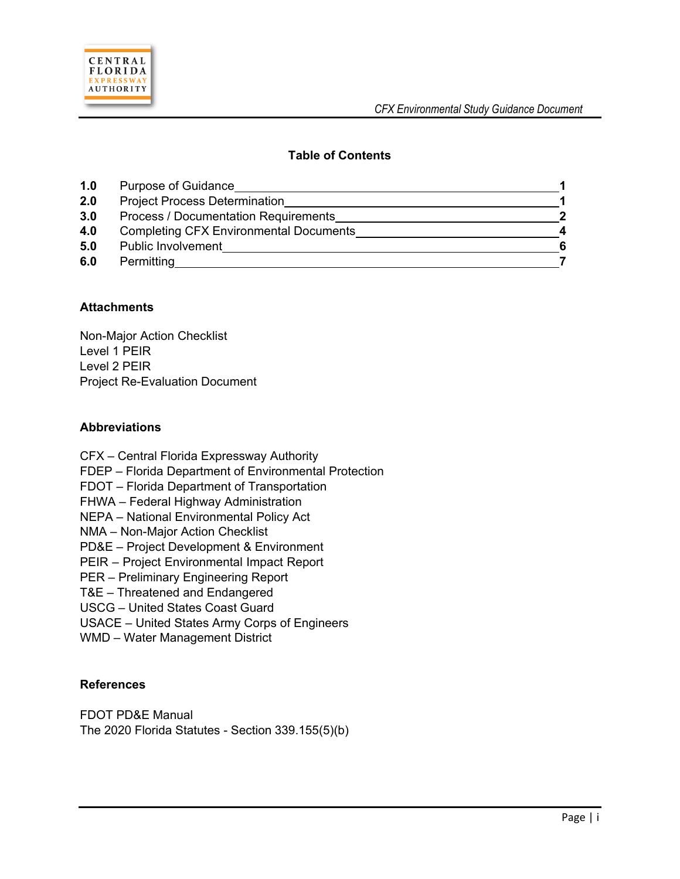## Table of Contents

| | | |
|---|---|---|
| **1.0** | Purpose of Guidance | **1** |
| **2.0** | Project Process Determination | **1** |
| **3.0** | Process / Documentation Requirements | **2** |
| **4.0** | Completing CFX Environmental Documents | **4** |
| **5.0** | Public Involvement | **6** |
| **6.0** | Permitting | **7** |

### Attachments

Non-Major Action Checklist
Level 1 PEIR
Level 2 PEIR
Project Re-Evaluation Document

### Abbreviations

CFX – Central Florida Expressway Authority
FDEP – Florida Department of Environmental Protection
FDOT – Florida Department of Transportation
FHWA – Federal Highway Administration
NEPA – National Environmental Policy Act
NMA – Non-Major Action Checklist
PD&E – Project Development & Environment
PEIR – Project Environmental Impact Report
PER – Preliminary Engineering Report
T&E – Threatened and Endangered
USCG – United States Coast Guard
USACE – United States Army Corps of Engineers
WMD – Water Management District

### References

FDOT PD&E Manual
The 2020 Florida Statutes - Section 339.155(5)(b)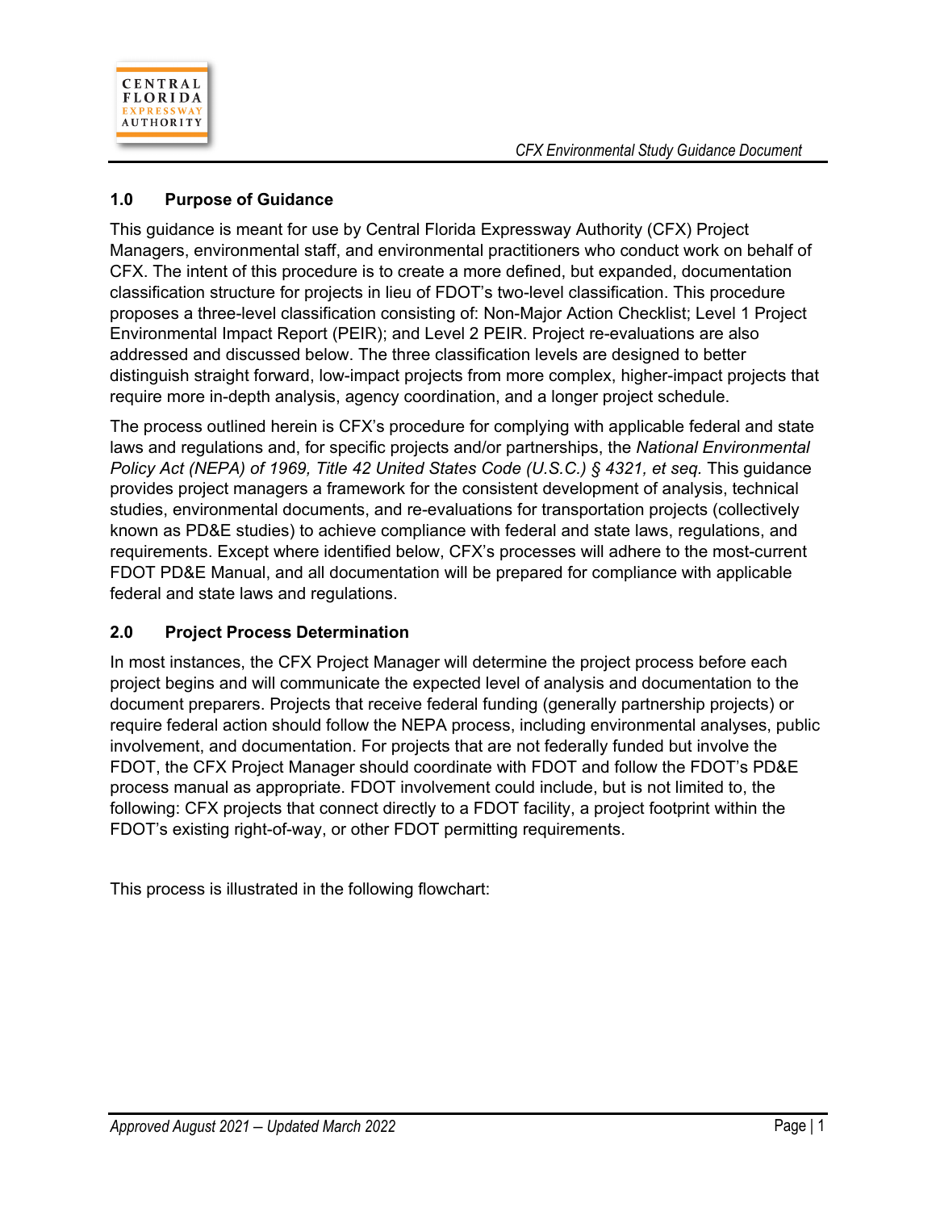## 1.0 Purpose of Guidance

This guidance is meant for use by Central Florida Expressway Authority (CFX) Project Managers, environmental staff, and environmental practitioners who conduct work on behalf of CFX. The intent of this procedure is to create a more defined, but expanded, documentation classification structure for projects in lieu of FDOT's two-level classification. This procedure proposes a three-level classification consisting of: Non-Major Action Checklist; Level 1 Project Environmental Impact Report (PEIR); and Level 2 PEIR. Project re-evaluations are also addressed and discussed below. The three classification levels are designed to better distinguish straight forward, low-impact projects from more complex, higher-impact projects that require more in-depth analysis, agency coordination, and a longer project schedule.

The process outlined herein is CFX's procedure for complying with applicable federal and state laws and regulations and, for specific projects and/or partnerships, the *National Environmental Policy Act (NEPA) of 1969, Title 42 United States Code (U.S.C.) § 4321, et seq.* This guidance provides project managers a framework for the consistent development of analysis, technical studies, environmental documents, and re-evaluations for transportation projects (collectively known as PD&E studies) to achieve compliance with federal and state laws, regulations, and requirements. Except where identified below, CFX's processes will adhere to the most-current FDOT PD&E Manual, and all documentation will be prepared for compliance with applicable federal and state laws and regulations.

## 2.0 Project Process Determination

In most instances, the CFX Project Manager will determine the project process before each project begins and will communicate the expected level of analysis and documentation to the document preparers. Projects that receive federal funding (generally partnership projects) or require federal action should follow the NEPA process, including environmental analyses, public involvement, and documentation. For projects that are not federally funded but involve the FDOT, the CFX Project Manager should coordinate with FDOT and follow the FDOT's PD&E process manual as appropriate. FDOT involvement could include, but is not limited to, the following: CFX projects that connect directly to a FDOT facility, a project footprint within the FDOT's existing right-of-way, or other FDOT permitting requirements.

This process is illustrated in the following flowchart: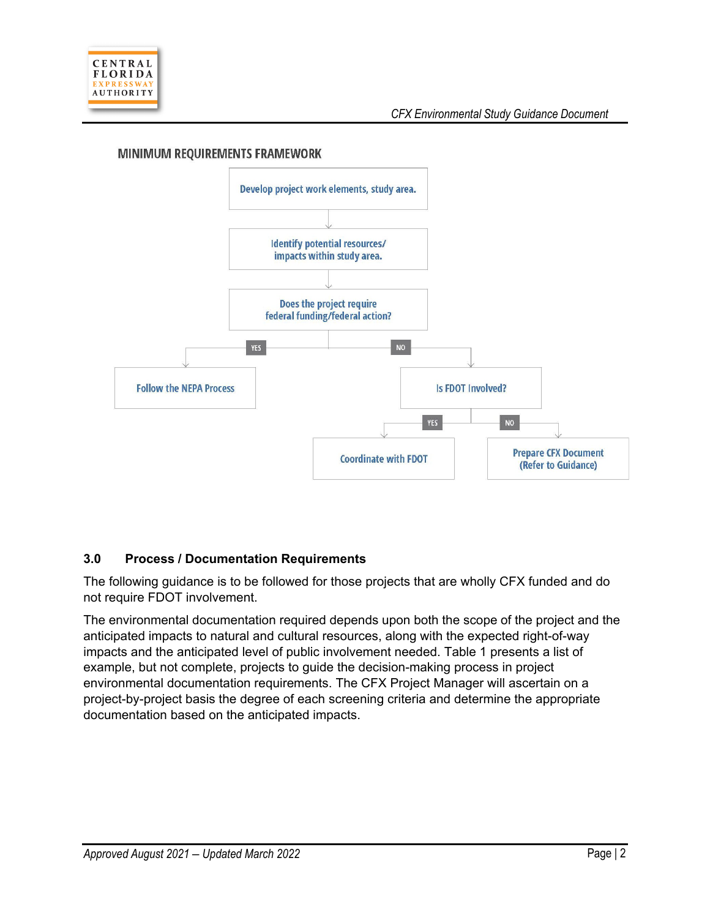MINIMUM REQUIREMENTS FRAMEWORK

- Develop project work elements, study area.
- Identify potential resources/ impacts within study area.
- Does the project require federal funding/federal action?
  - YES: Follow the NEPA Process
  - NO: Is FDOT Involved?
    - YES: Coordinate with FDOT
    - NO: Prepare CFX Document (Refer to Guidance)

## 3.0 Process / Documentation Requirements

The following guidance is to be followed for those projects that are wholly CFX funded and do not require FDOT involvement.

The environmental documentation required depends upon both the scope of the project and the anticipated impacts to natural and cultural resources, along with the expected right-of-way impacts and the anticipated level of public involvement needed. Table 1 presents a list of example, but not complete, projects to guide the decision-making process in project environmental documentation requirements. The CFX Project Manager will ascertain on a project-by-project basis the degree of each screening criteria and determine the appropriate documentation based on the anticipated impacts.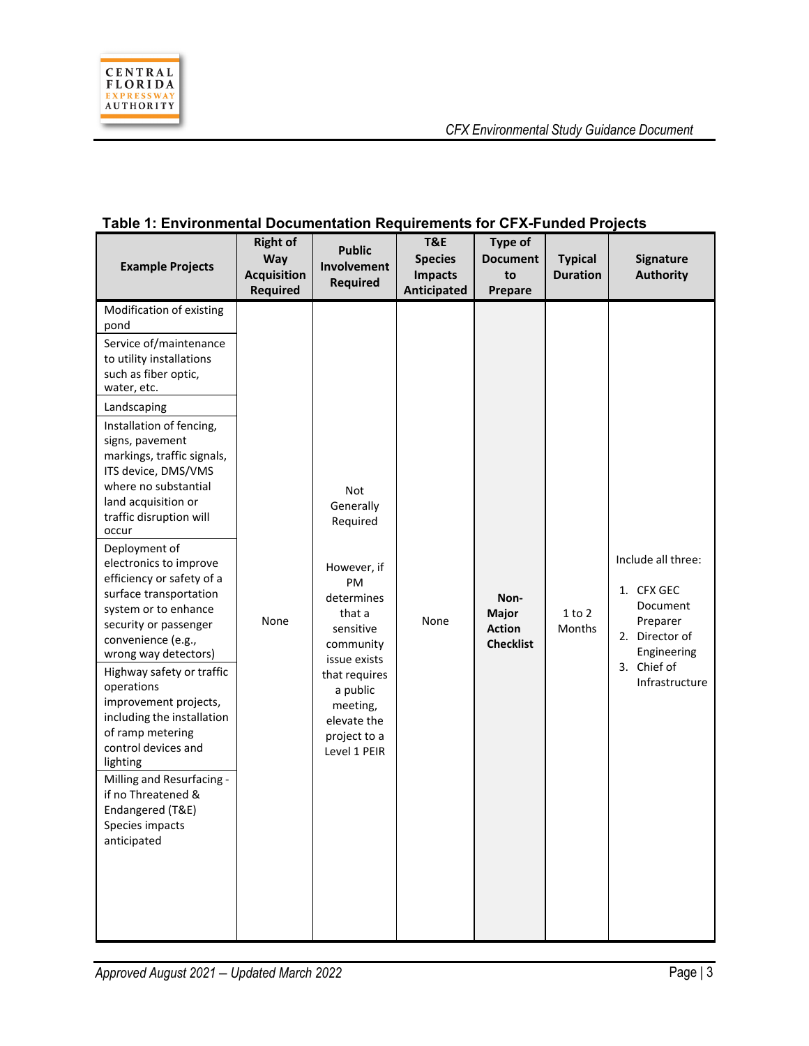**Table 1: Environmental Documentation Requirements for CFX-Funded Projects**

| Example Projects | Right of Way Acquisition Required | Public Involvement Required | T&E Species Impacts Anticipated | Type of Document to Prepare | Typical Duration | Signature Authority |
|---|---|---|---|---|---|---|
| Modification of existing pond<br>Service of/maintenance to utility installations such as fiber optic, water, etc.<br>Landscaping<br>Installation of fencing, signs, pavement markings, traffic signals, ITS device, DMS/VMS where no substantial land acquisition or traffic disruption will occur<br>Deployment of electronics to improve efficiency or safety of a surface transportation system or to enhance security or passenger convenience (e.g., wrong way detectors)<br>Highway safety or traffic operations improvement projects, including the installation of ramp metering control devices and lighting<br>Milling and Resurfacing - if no Threatened & Endangered (T&E) Species impacts anticipated | None | Not Generally Required<br><br>However, if PM determines that a sensitive community issue exists that requires a public meeting, elevate the project to a Level 1 PEIR | None | **Non-Major Action Checklist** | 1 to 2 Months | Include all three:<br>1. CFX GEC Document Preparer<br>2. Director of Engineering<br>3. Chief of Infrastructure |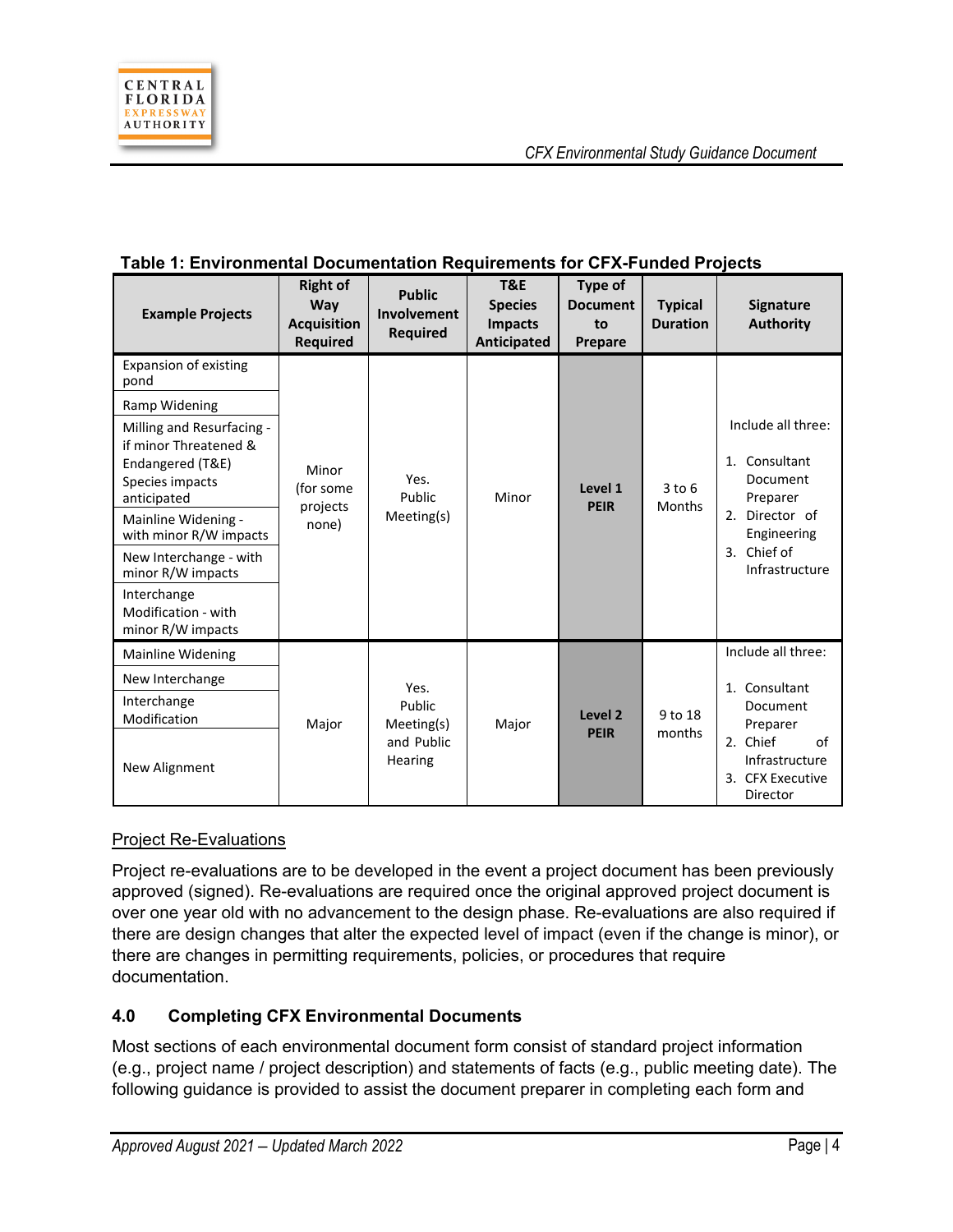**Table 1: Environmental Documentation Requirements for CFX-Funded Projects**

| Example Projects | Right of Way Acquisition Required | Public Involvement Required | T&E Species Impacts Anticipated | Type of Document to Prepare | Typical Duration | Signature Authority |
|---|---|---|---|---|---|---|
| Expansion of existing pond | Minor (for some projects none) | Yes. Public Meeting(s) | Minor | **Level 1 PEIR** | 3 to 6 Months | Include all three: 1. Consultant Document Preparer 2. Director of Engineering 3. Chief of Infrastructure |
| Ramp Widening | | | | | | |
| Milling and Resurfacing - if minor Threatened & Endangered (T&E) Species impacts anticipated | | | | | | |
| Mainline Widening - with minor R/W impacts | | | | | | |
| New Interchange - with minor R/W impacts | | | | | | |
| Interchange Modification - with minor R/W impacts | | | | | | |
| Mainline Widening | Major | Yes. Public Meeting(s) and Public Hearing | Major | **Level 2 PEIR** | 9 to 18 months | Include all three: 1. Consultant Document Preparer 2. Chief of Infrastructure 3. CFX Executive Director |
| New Interchange | | | | | | |
| Interchange Modification | | | | | | |
| New Alignment | | | | | | |

Project Re-Evaluations

Project re-evaluations are to be developed in the event a project document has been previously approved (signed). Re-evaluations are required once the original approved project document is over one year old with no advancement to the design phase. Re-evaluations are also required if there are design changes that alter the expected level of impact (even if the change is minor), or there are changes in permitting requirements, policies, or procedures that require documentation.

## 4.0 Completing CFX Environmental Documents

Most sections of each environmental document form consist of standard project information (e.g., project name / project description) and statements of facts (e.g., public meeting date). The following guidance is provided to assist the document preparer in completing each form and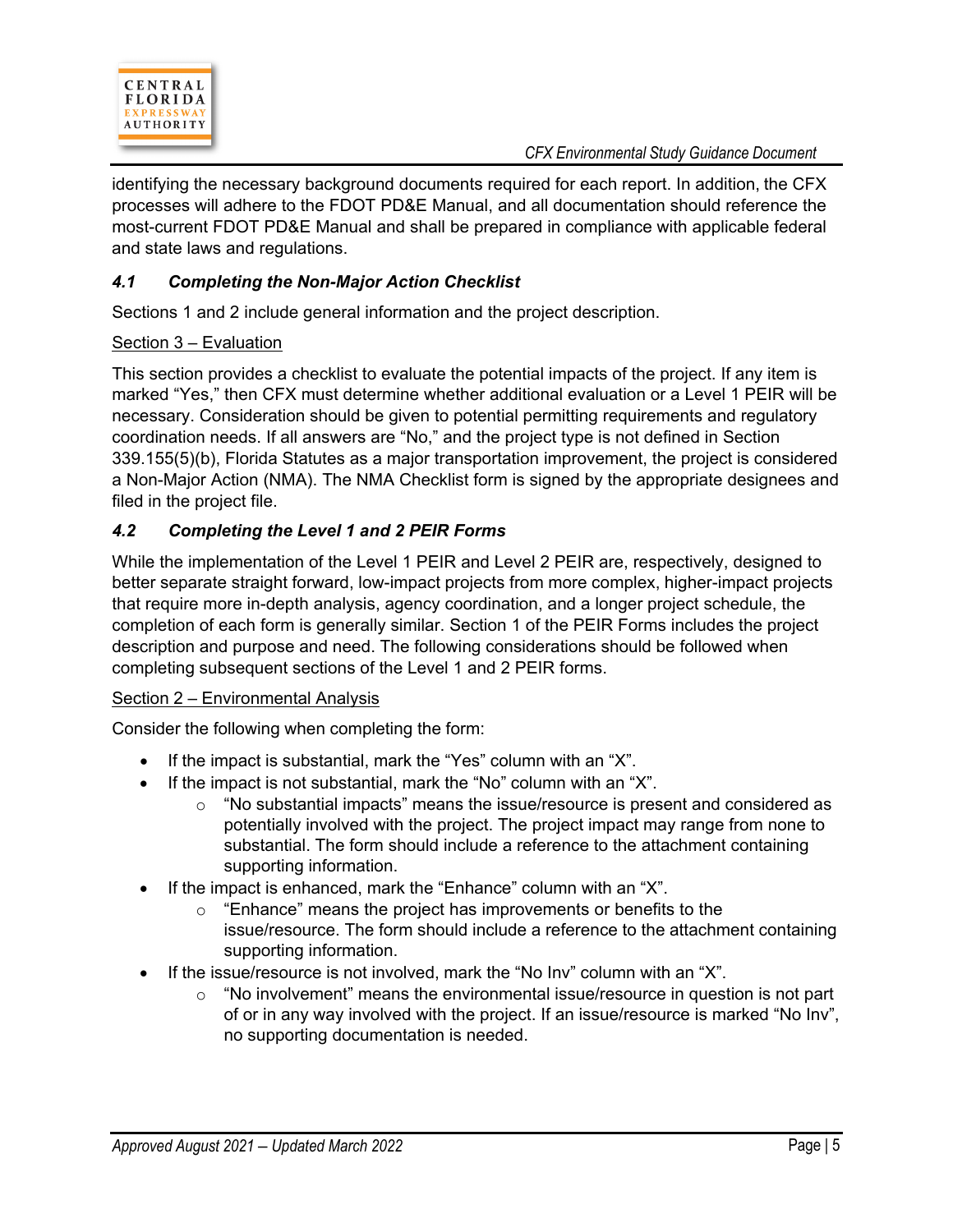identifying the necessary background documents required for each report. In addition, the CFX processes will adhere to the FDOT PD&E Manual, and all documentation should reference the most-current FDOT PD&E Manual and shall be prepared in compliance with applicable federal and state laws and regulations.

### *4.1 Completing the Non-Major Action Checklist*

Sections 1 and 2 include general information and the project description.

<u>Section 3 – Evaluation</u>

This section provides a checklist to evaluate the potential impacts of the project. If any item is marked "Yes," then CFX must determine whether additional evaluation or a Level 1 PEIR will be necessary. Consideration should be given to potential permitting requirements and regulatory coordination needs. If all answers are "No," and the project type is not defined in Section 339.155(5)(b), Florida Statutes as a major transportation improvement, the project is considered a Non-Major Action (NMA). The NMA Checklist form is signed by the appropriate designees and filed in the project file.

### *4.2 Completing the Level 1 and 2 PEIR Forms*

While the implementation of the Level 1 PEIR and Level 2 PEIR are, respectively, designed to better separate straight forward, low-impact projects from more complex, higher-impact projects that require more in-depth analysis, agency coordination, and a longer project schedule, the completion of each form is generally similar. Section 1 of the PEIR Forms includes the project description and purpose and need. The following considerations should be followed when completing subsequent sections of the Level 1 and 2 PEIR forms.

<u>Section 2 – Environmental Analysis</u>

Consider the following when completing the form:

- If the impact is substantial, mark the "Yes" column with an "X".
- If the impact is not substantial, mark the "No" column with an "X".
  - "No substantial impacts" means the issue/resource is present and considered as potentially involved with the project. The project impact may range from none to substantial. The form should include a reference to the attachment containing supporting information.
- If the impact is enhanced, mark the "Enhance" column with an "X".
  - "Enhance" means the project has improvements or benefits to the issue/resource. The form should include a reference to the attachment containing supporting information.
- If the issue/resource is not involved, mark the "No Inv" column with an "X".
  - "No involvement" means the environmental issue/resource in question is not part of or in any way involved with the project. If an issue/resource is marked "No Inv", no supporting documentation is needed.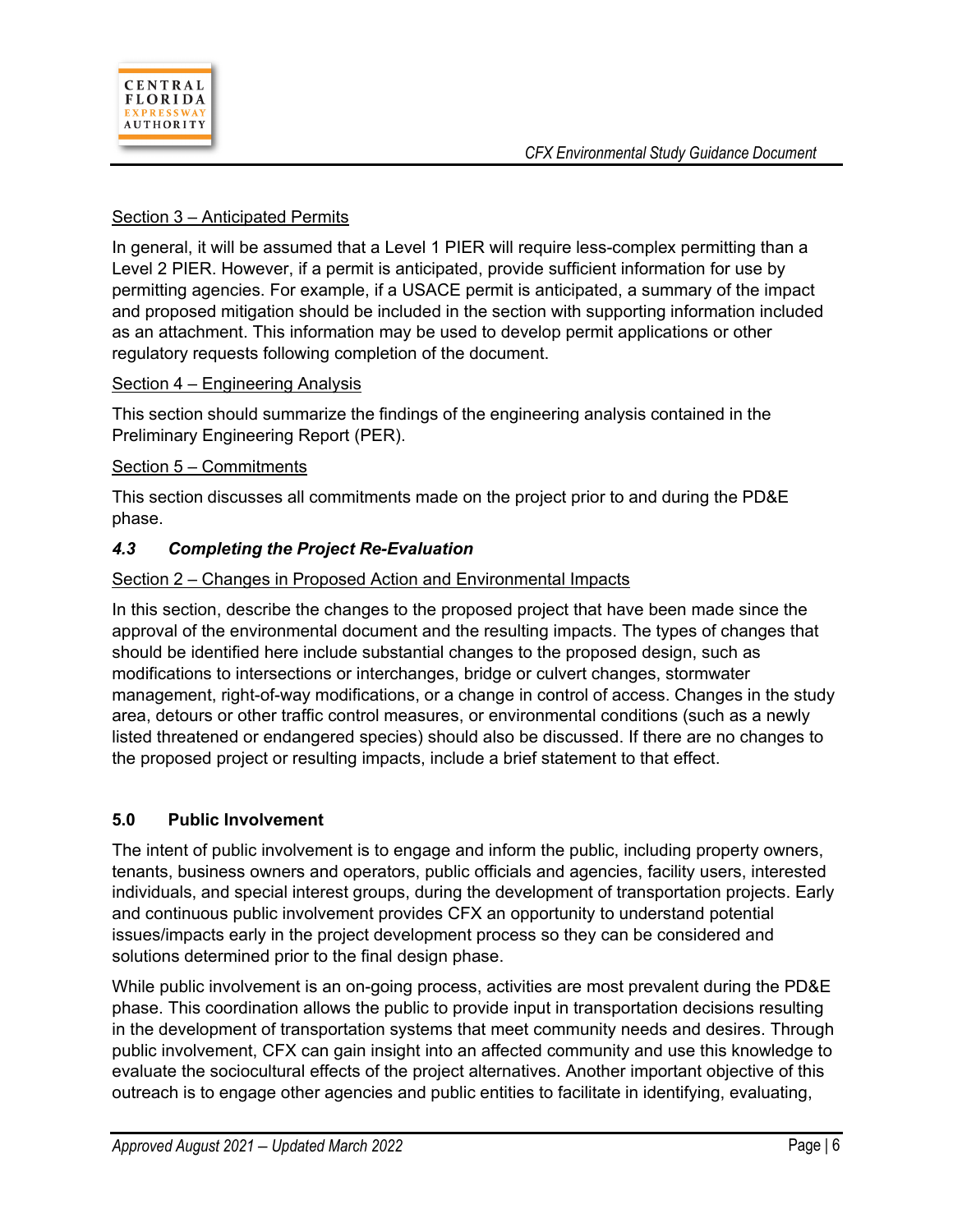Section 3 – Anticipated Permits

In general, it will be assumed that a Level 1 PIER will require less-complex permitting than a Level 2 PIER. However, if a permit is anticipated, provide sufficient information for use by permitting agencies. For example, if a USACE permit is anticipated, a summary of the impact and proposed mitigation should be included in the section with supporting information included as an attachment. This information may be used to develop permit applications or other regulatory requests following completion of the document.

Section 4 – Engineering Analysis

This section should summarize the findings of the engineering analysis contained in the Preliminary Engineering Report (PER).

Section 5 – Commitments

This section discusses all commitments made on the project prior to and during the PD&E phase.

### *4.3 Completing the Project Re-Evaluation*

Section 2 – Changes in Proposed Action and Environmental Impacts

In this section, describe the changes to the proposed project that have been made since the approval of the environmental document and the resulting impacts. The types of changes that should be identified here include substantial changes to the proposed design, such as modifications to intersections or interchanges, bridge or culvert changes, stormwater management, right-of-way modifications, or a change in control of access. Changes in the study area, detours or other traffic control measures, or environmental conditions (such as a newly listed threatened or endangered species) should also be discussed. If there are no changes to the proposed project or resulting impacts, include a brief statement to that effect.

## 5.0 Public Involvement

The intent of public involvement is to engage and inform the public, including property owners, tenants, business owners and operators, public officials and agencies, facility users, interested individuals, and special interest groups, during the development of transportation projects. Early and continuous public involvement provides CFX an opportunity to understand potential issues/impacts early in the project development process so they can be considered and solutions determined prior to the final design phase.

While public involvement is an on-going process, activities are most prevalent during the PD&E phase. This coordination allows the public to provide input in transportation decisions resulting in the development of transportation systems that meet community needs and desires. Through public involvement, CFX can gain insight into an affected community and use this knowledge to evaluate the sociocultural effects of the project alternatives. Another important objective of this outreach is to engage other agencies and public entities to facilitate in identifying, evaluating,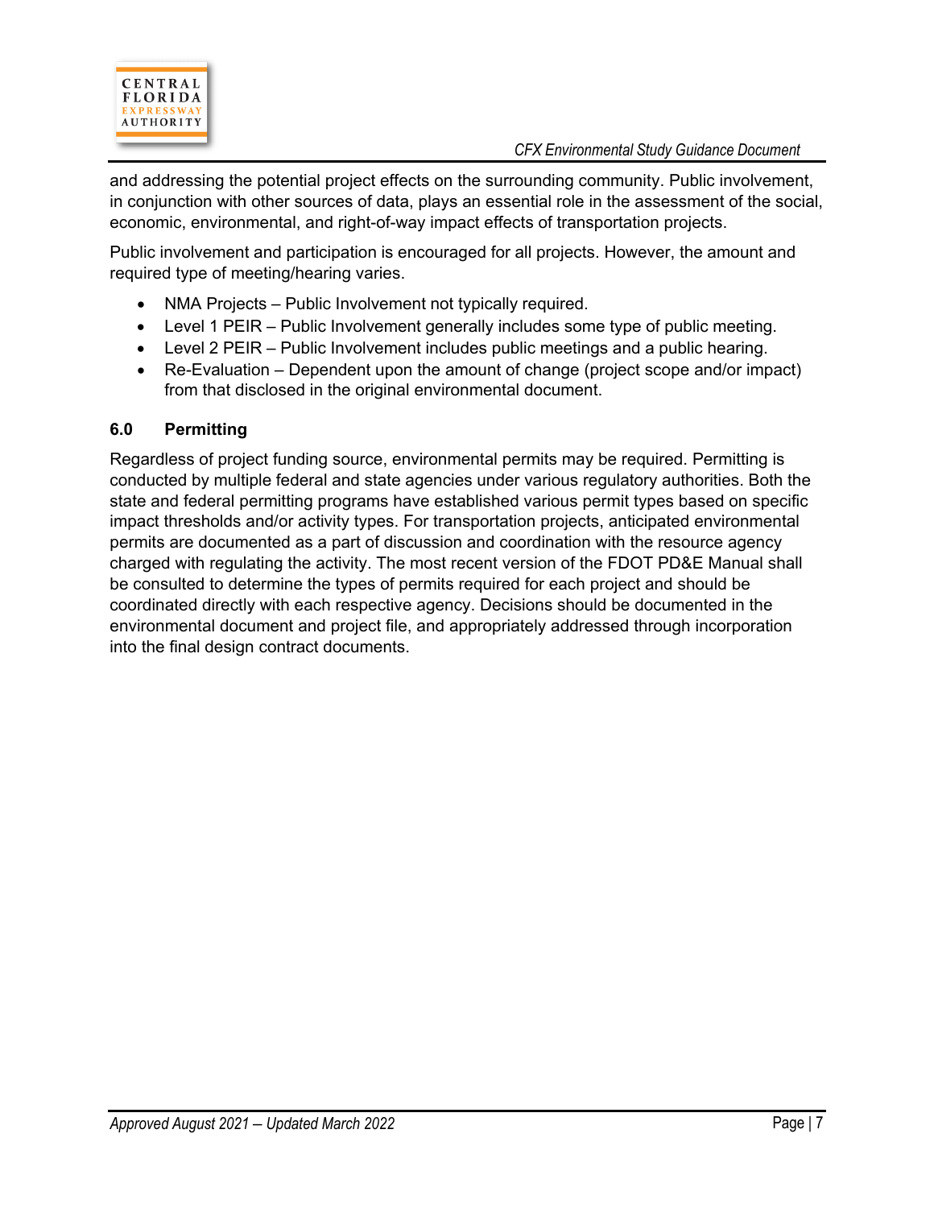and addressing the potential project effects on the surrounding community. Public involvement, in conjunction with other sources of data, plays an essential role in the assessment of the social, economic, environmental, and right-of-way impact effects of transportation projects.

Public involvement and participation is encouraged for all projects. However, the amount and required type of meeting/hearing varies.

- NMA Projects – Public Involvement not typically required.
- Level 1 PEIR – Public Involvement generally includes some type of public meeting.
- Level 2 PEIR – Public Involvement includes public meetings and a public hearing.
- Re-Evaluation – Dependent upon the amount of change (project scope and/or impact) from that disclosed in the original environmental document.

## 6.0 Permitting

Regardless of project funding source, environmental permits may be required. Permitting is conducted by multiple federal and state agencies under various regulatory authorities. Both the state and federal permitting programs have established various permit types based on specific impact thresholds and/or activity types. For transportation projects, anticipated environmental permits are documented as a part of discussion and coordination with the resource agency charged with regulating the activity. The most recent version of the FDOT PD&E Manual shall be consulted to determine the types of permits required for each project and should be coordinated directly with each respective agency. Decisions should be documented in the environmental document and project file, and appropriately addressed through incorporation into the final design contract documents.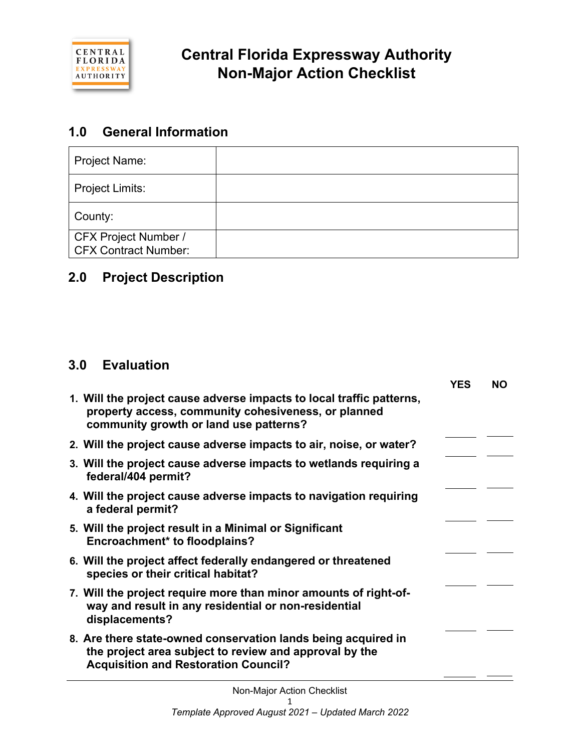# Central Florida Expressway Authority Non-Major Action Checklist

## 1.0 General Information

| | |
|---|---|
| Project Name: | |
| Project Limits: | |
| County: | |
| CFX Project Number / CFX Contract Number: | |

## 2.0 Project Description

## 3.0 Evaluation

| | YES | NO |
|---|---|---|
| **1. Will the project cause adverse impacts to local traffic patterns, property access, community cohesiveness, or planned community growth or land use patterns?** | ____ | ____ |
| **2. Will the project cause adverse impacts to air, noise, or water?** | ____ | ____ |
| **3. Will the project cause adverse impacts to wetlands requiring a federal/404 permit?** | ____ | ____ |
| **4. Will the project cause adverse impacts to navigation requiring a federal permit?** | ____ | ____ |
| **5. Will the project result in a Minimal or Significant Encroachment* to floodplains?** | ____ | ____ |
| **6. Will the project affect federally endangered or threatened species or their critical habitat?** | ____ | ____ |
| **7. Will the project require more than minor amounts of right-of-way and result in any residential or non-residential displacements?** | ____ | ____ |
| **8. Are there state-owned conservation lands being acquired in the project area subject to review and approval by the Acquisition and Restoration Council?** | ____ | ____ |

*Template Approved August 2021 – Updated March 2022*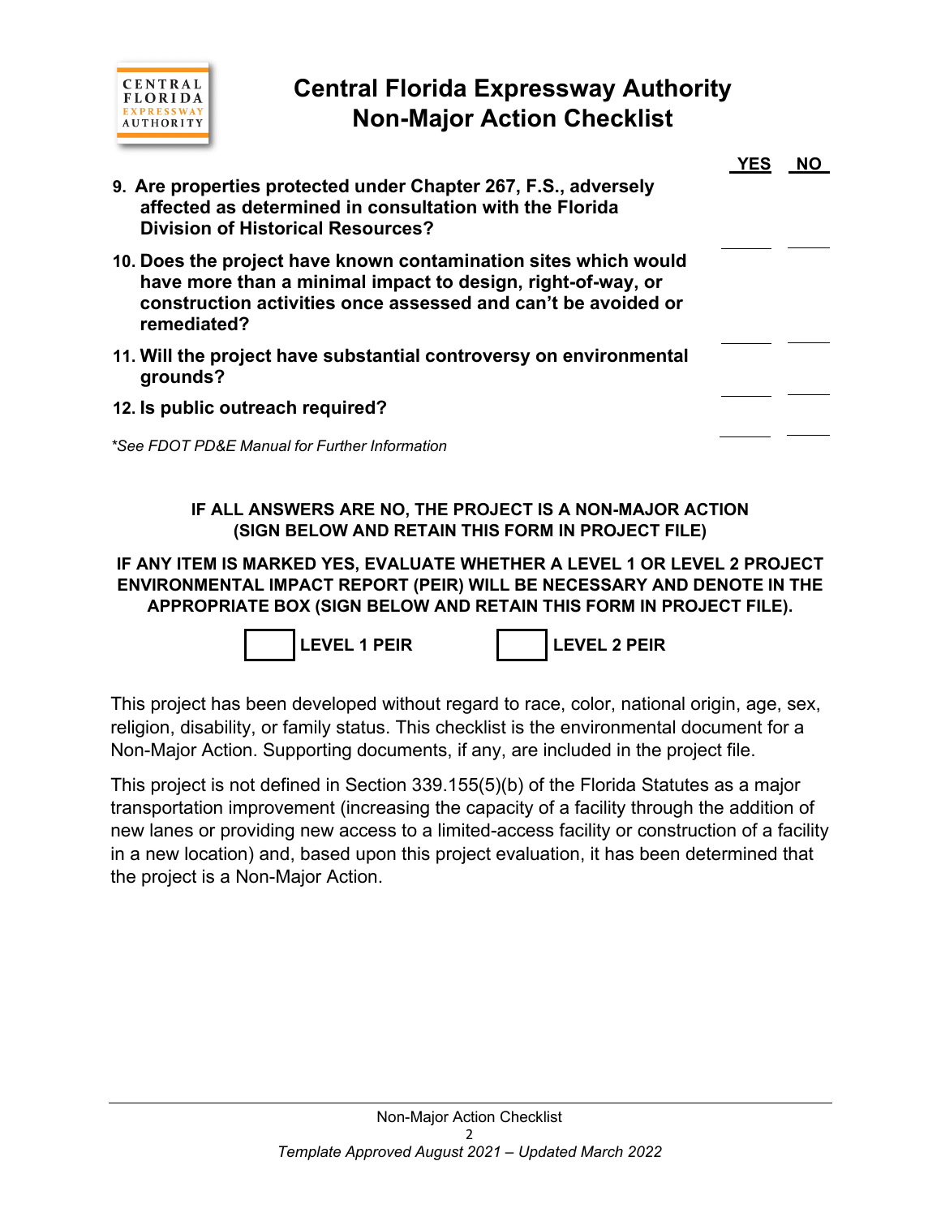# Central Florida Expressway Authority
# Non-Major Action Checklist

| | YES | NO |
|---|---|---|
| **9. Are properties protected under Chapter 267, F.S., adversely affected as determined in consultation with the Florida Division of Historical Resources?** | ____ | ____ |
| **10. Does the project have known contamination sites which would have more than a minimal impact to design, right-of-way, or construction activities once assessed and can't be avoided or remediated?** | ____ | ____ |
| **11. Will the project have substantial controversy on environmental grounds?** | ____ | ____ |
| **12. Is public outreach required?** | ____ | ____ |

*\*See FDOT PD&E Manual for Further Information*

**IF ALL ANSWERS ARE NO, THE PROJECT IS A NON-MAJOR ACTION (SIGN BELOW AND RETAIN THIS FORM IN PROJECT FILE)**

**IF ANY ITEM IS MARKED YES, EVALUATE WHETHER A LEVEL 1 OR LEVEL 2 PROJECT ENVIRONMENTAL IMPACT REPORT (PEIR) WILL BE NECESSARY AND DENOTE IN THE APPROPRIATE BOX (SIGN BELOW AND RETAIN THIS FORM IN PROJECT FILE).**

☐ **LEVEL 1 PEIR** ☐ **LEVEL 2 PEIR**

This project has been developed without regard to race, color, national origin, age, sex, religion, disability, or family status. This checklist is the environmental document for a Non-Major Action. Supporting documents, if any, are included in the project file.

This project is not defined in Section 339.155(5)(b) of the Florida Statutes as a major transportation improvement (increasing the capacity of a facility through the addition of new lanes or providing new access to a limited-access facility or construction of a facility in a new location) and, based upon this project evaluation, it has been determined that the project is a Non-Major Action.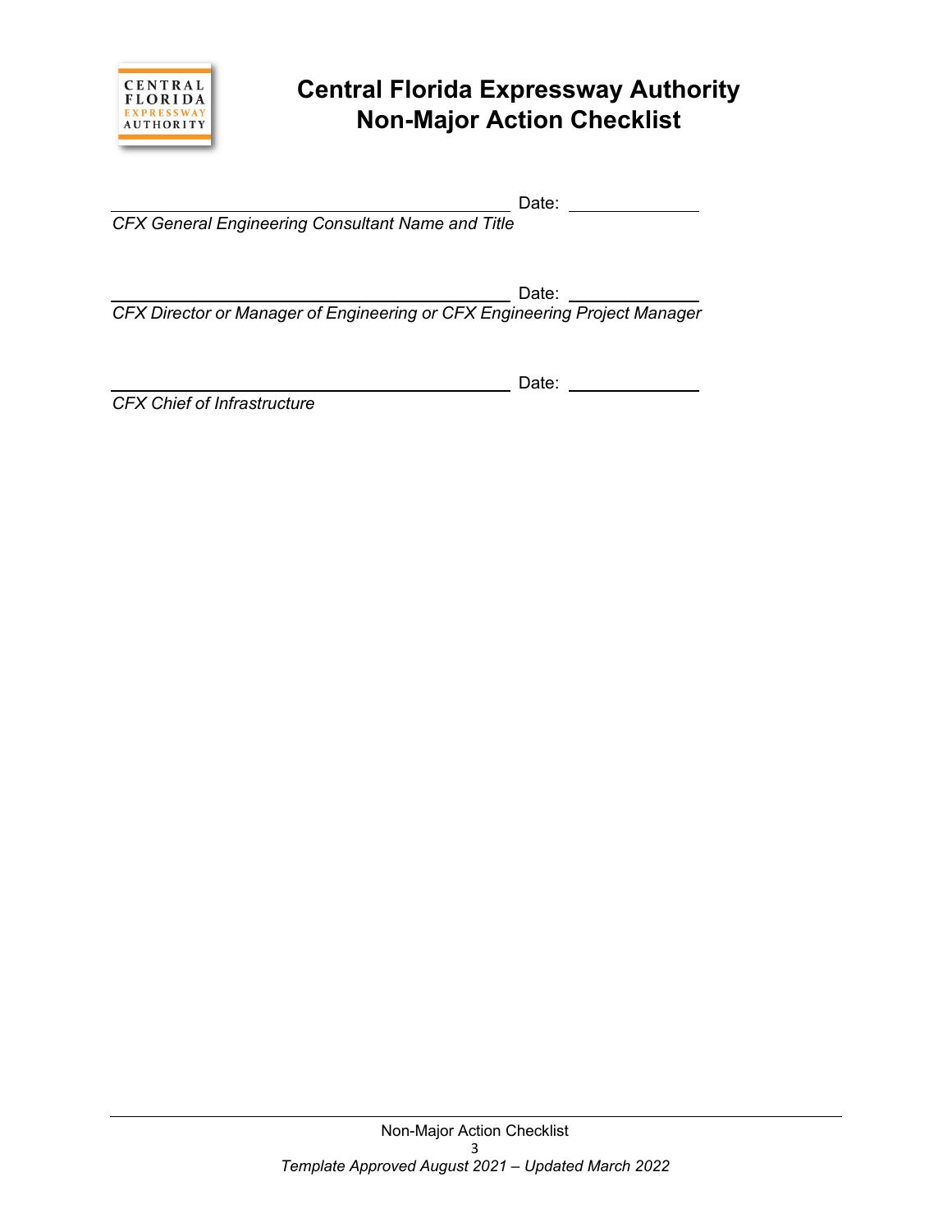# Central Florida Expressway Authority
# Non-Major Action Checklist

______________________________ Date: __________

*CFX General Engineering Consultant Name and Title*

______________________________ Date: __________

*CFX Director or Manager of Engineering or CFX Engineering Project Manager*

______________________________ Date: __________

*CFX Chief of Infrastructure*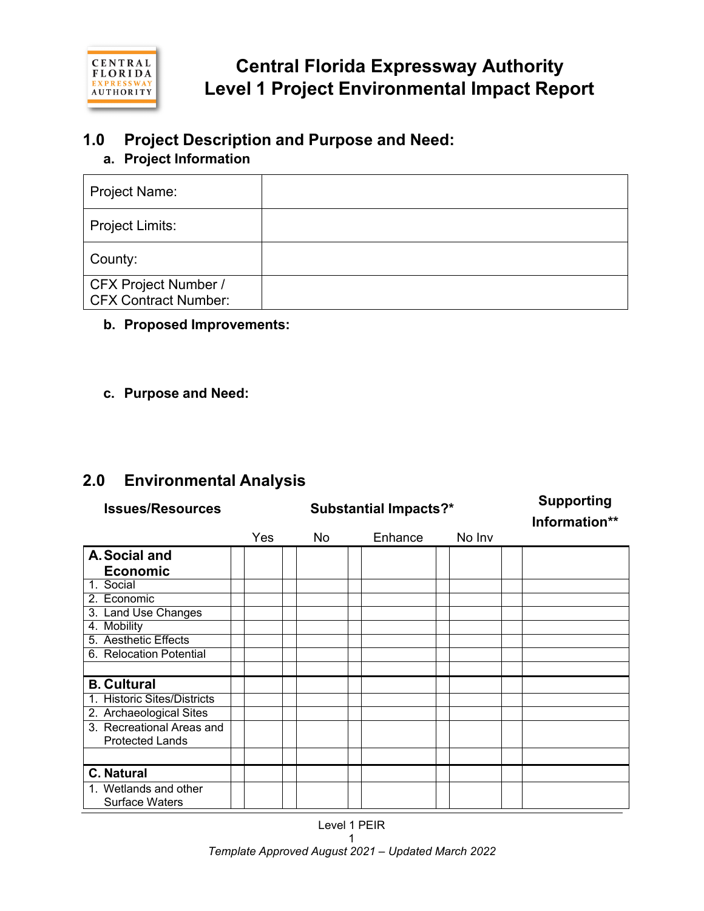# Central Florida Expressway Authority
# Level 1 Project Environmental Impact Report

## 1.0 Project Description and Purpose and Need:

### a. Project Information

| Project Name: | |
|---|---|
| Project Limits: | |
| County: | |
| CFX Project Number / CFX Contract Number: | |

### b. Proposed Improvements:

### c. Purpose and Need:

## 2.0 Environmental Analysis

| Issues/Resources | Substantial Impacts?* | | | | Supporting Information** |
|---|---|---|---|---|---|
| | Yes | No | Enhance | No Inv | |
| **A. Social and Economic** | | | | | |
| 1. Social | | | | | |
| 2. Economic | | | | | |
| 3. Land Use Changes | | | | | |
| 4. Mobility | | | | | |
| 5. Aesthetic Effects | | | | | |
| 6. Relocation Potential | | | | | |
| | | | | | |
| **B. Cultural** | | | | | |
| 1. Historic Sites/Districts | | | | | |
| 2. Archaeological Sites | | | | | |
| 3. Recreational Areas and Protected Lands | | | | | |
| | | | | | |
| **C. Natural** | | | | | |
| 1. Wetlands and other Surface Waters | | | | | |

Level 1 PEIR

*Template Approved August 2021 – Updated March 2022*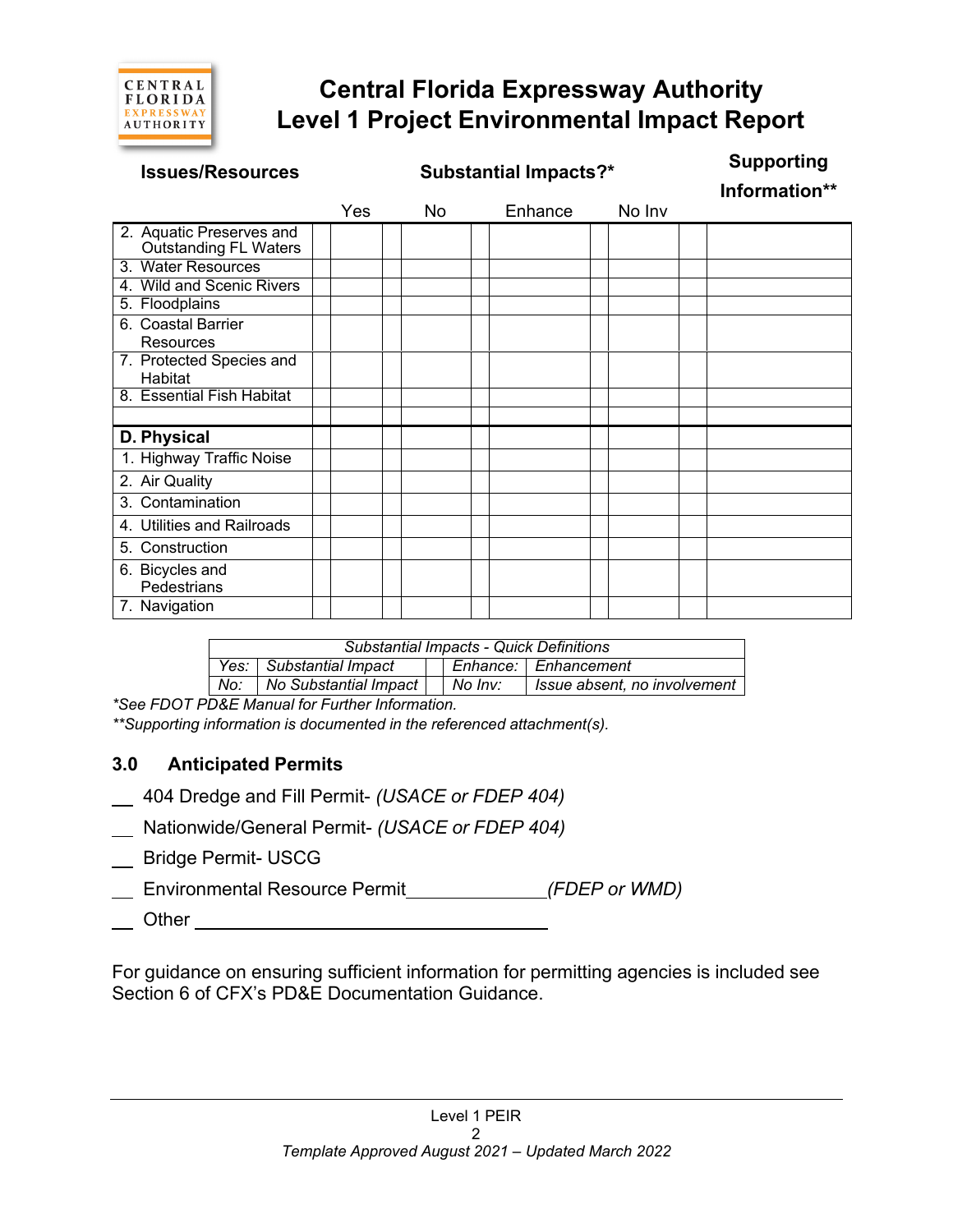# Central Florida Expressway Authority
# Level 1 Project Environmental Impact Report

| Issues/Resources | Substantial Impacts?* | | | | Supporting Information** |
|---|---|---|---|---|---|
| | Yes | No | Enhance | No Inv | |
| 2. Aquatic Preserves and Outstanding FL Waters | | | | | |
| 3. Water Resources | | | | | |
| 4. Wild and Scenic Rivers | | | | | |
| 5. Floodplains | | | | | |
| 6. Coastal Barrier Resources | | | | | |
| 7. Protected Species and Habitat | | | | | |
| 8. Essential Fish Habitat | | | | | |
| | | | | | |
| **D. Physical** | | | | | |
| 1. Highway Traffic Noise | | | | | |
| 2. Air Quality | | | | | |
| 3. Contamination | | | | | |
| 4. Utilities and Railroads | | | | | |
| 5. Construction | | | | | |
| 6. Bicycles and Pedestrians | | | | | |
| 7. Navigation | | | | | |

| *Substantial Impacts - Quick Definitions* | | | | | |
|---|---|---|---|---|---|
| *Yes:* | *Substantial Impact* | | *Enhance:* | *Enhancement* | |
| *No:* | *No Substantial Impact* | | *No Inv:* | *Issue absent, no involvement* | |

*\*See FDOT PD&E Manual for Further Information.*

*\*\*Supporting information is documented in the referenced attachment(s).*

## 3.0 Anticipated Permits

__ 404 Dredge and Fill Permit- *(USACE or FDEP 404)*

__ Nationwide/General Permit- *(USACE or FDEP 404)*

__ Bridge Permit- USCG

__ Environmental Resource Permit______________*(FDEP or WMD)*

__ Other ______________________________

For guidance on ensuring sufficient information for permitting agencies is included see Section 6 of CFX's PD&E Documentation Guidance.

Level 1 PEIR

*Template Approved August 2021 – Updated March 2022*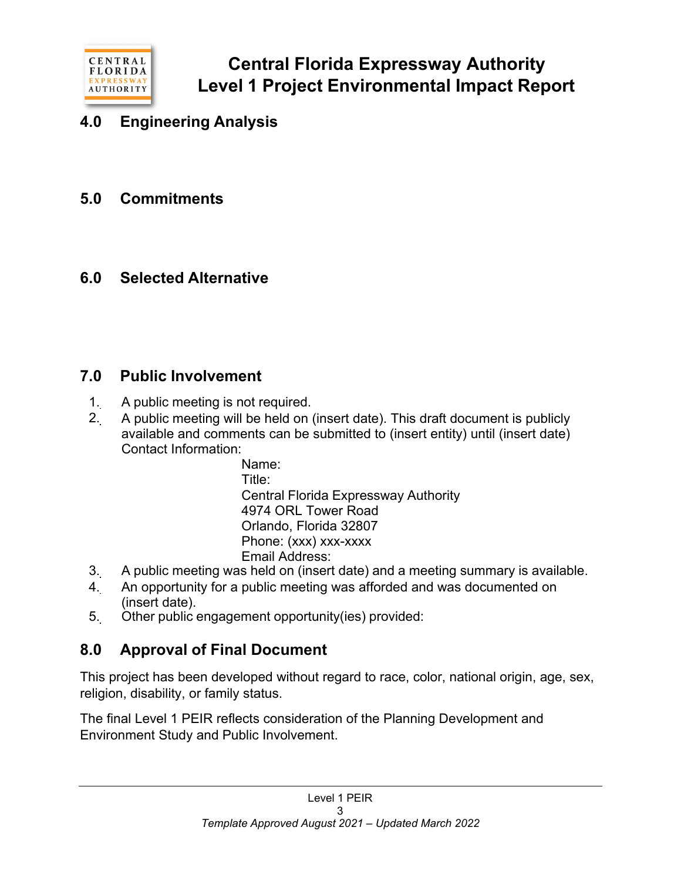## 4.0 Engineering Analysis

## 5.0 Commitments

## 6.0 Selected Alternative

## 7.0 Public Involvement

1. A public meeting is not required.
2. A public meeting will be held on (insert date). This draft document is publicly available and comments can be submitted to (insert entity) until (insert date) Contact Information:

   Name:
   Title:
   Central Florida Expressway Authority
   4974 ORL Tower Road
   Orlando, Florida 32807
   Phone: (xxx) xxx-xxxx
   Email Address:
3. A public meeting was held on (insert date) and a meeting summary is available.
4. An opportunity for a public meeting was afforded and was documented on (insert date).
5. Other public engagement opportunity(ies) provided:

## 8.0 Approval of Final Document

This project has been developed without regard to race, color, national origin, age, sex, religion, disability, or family status.

The final Level 1 PEIR reflects consideration of the Planning Development and Environment Study and Public Involvement.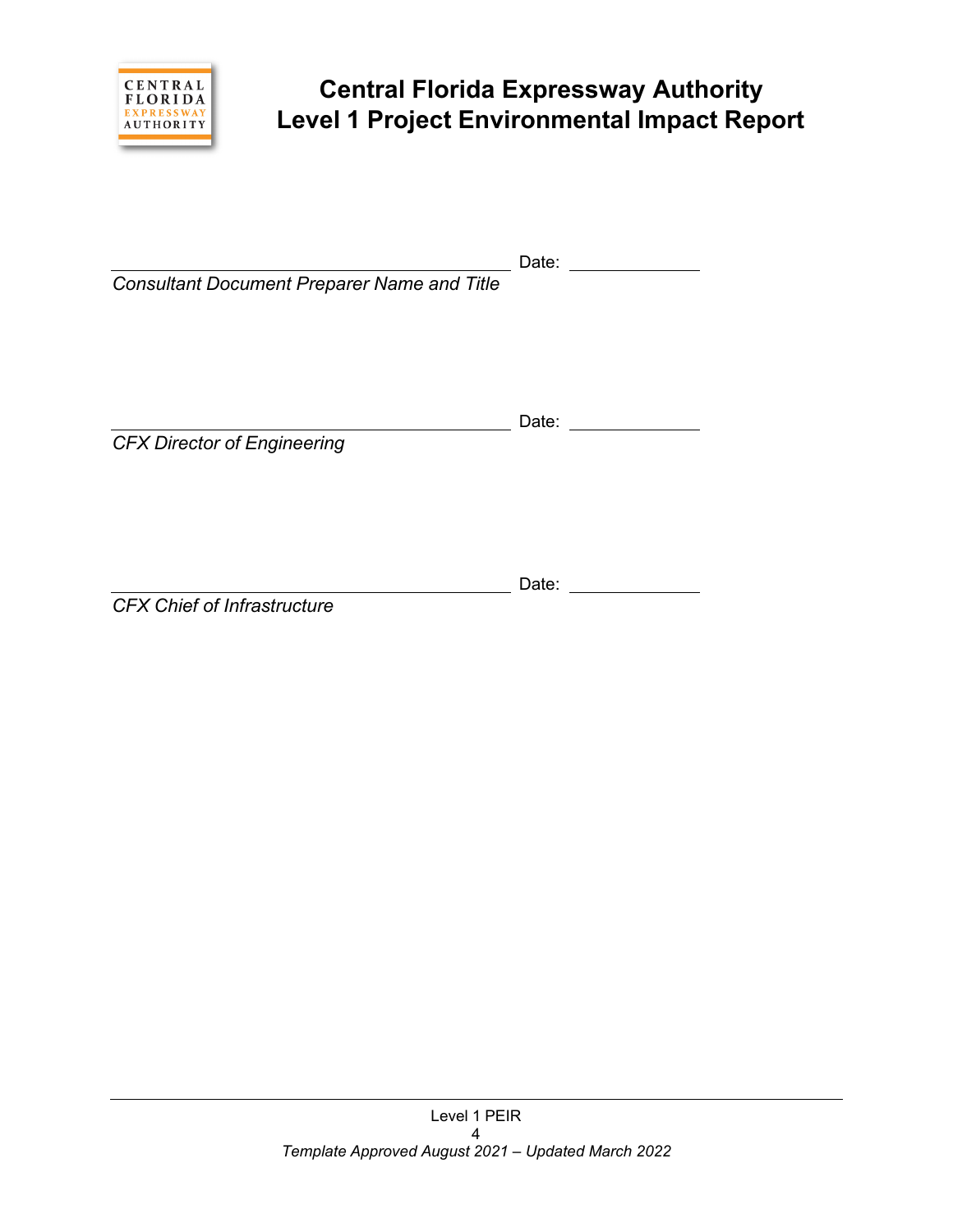# Central Florida Expressway Authority
# Level 1 Project Environmental Impact Report

\_\_\_\_\_\_\_\_\_\_\_\_\_\_\_\_\_\_\_\_\_\_\_\_\_\_\_\_\_\_\_\_\_\_\_\_\_\_\_\_\_\_ Date: \_\_\_\_\_\_\_\_\_\_\_\_\_\_

*Consultant Document Preparer Name and Title*

\_\_\_\_\_\_\_\_\_\_\_\_\_\_\_\_\_\_\_\_\_\_\_\_\_\_\_\_\_\_\_\_\_\_\_\_\_\_\_\_\_\_ Date: \_\_\_\_\_\_\_\_\_\_\_\_\_\_

*CFX Director of Engineering*

\_\_\_\_\_\_\_\_\_\_\_\_\_\_\_\_\_\_\_\_\_\_\_\_\_\_\_\_\_\_\_\_\_\_\_\_\_\_\_\_\_\_ Date: \_\_\_\_\_\_\_\_\_\_\_\_\_\_

*CFX Chief of Infrastructure*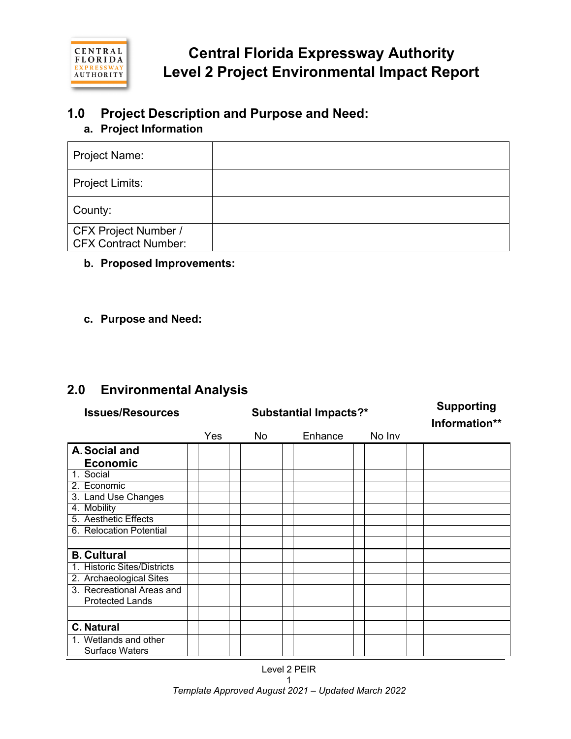# Central Florida Expressway Authority
# Level 2 Project Environmental Impact Report

## 1.0 Project Description and Purpose and Need:

### a. Project Information

| Project Name: | |
|---|---|
| Project Limits: | |
| County: | |
| CFX Project Number / CFX Contract Number: | |

### b. Proposed Improvements:

### c. Purpose and Need:

## 2.0 Environmental Analysis

| Issues/Resources | Substantial Impacts?* | | | | Supporting Information** |
|---|---|---|---|---|---|
| | Yes | No | Enhance | No Inv | |
| **A. Social and Economic** | | | | | |
| 1. Social | | | | | |
| 2. Economic | | | | | |
| 3. Land Use Changes | | | | | |
| 4. Mobility | | | | | |
| 5. Aesthetic Effects | | | | | |
| 6. Relocation Potential | | | | | |
| | | | | | |
| **B. Cultural** | | | | | |
| 1. Historic Sites/Districts | | | | | |
| 2. Archaeological Sites | | | | | |
| 3. Recreational Areas and Protected Lands | | | | | |
| | | | | | |
| **C. Natural** | | | | | |
| 1. Wetlands and other Surface Waters | | | | | |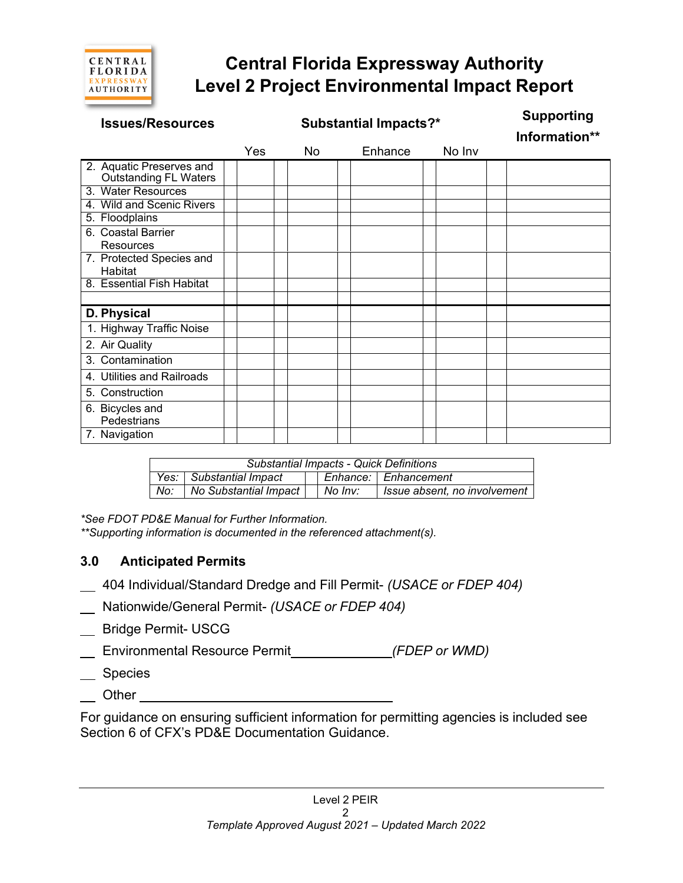# Central Florida Expressway Authority
# Level 2 Project Environmental Impact Report

| Issues/Resources | Substantial Impacts?* | | | | Supporting Information** |
|---|---|---|---|---|---|
| | Yes | No | Enhance | No Inv | |
| 2. Aquatic Preserves and Outstanding FL Waters | | | | | |
| 3. Water Resources | | | | | |
| 4. Wild and Scenic Rivers | | | | | |
| 5. Floodplains | | | | | |
| 6. Coastal Barrier Resources | | | | | |
| 7. Protected Species and Habitat | | | | | |
| 8. Essential Fish Habitat | | | | | |
| | | | | | |
| **D. Physical** | | | | | |
| 1. Highway Traffic Noise | | | | | |
| 2. Air Quality | | | | | |
| 3. Contamination | | | | | |
| 4. Utilities and Railroads | | | | | |
| 5. Construction | | | | | |
| 6. Bicycles and Pedestrians | | | | | |
| 7. Navigation | | | | | |

| *Substantial Impacts - Quick Definitions* | | | |
|---|---|---|---|
| *Yes:* | *Substantial Impact* | *Enhance:* | *Enhancement* |
| *No:* | *No Substantial Impact* | *No Inv:* | *Issue absent, no involvement* |

*\*See FDOT PD&E Manual for Further Information.*
*\*\*Supporting information is documented in the referenced attachment(s).*

## 3.0 Anticipated Permits

__ 404 Individual/Standard Dredge and Fill Permit- *(USACE or FDEP 404)*

__ Nationwide/General Permit- *(USACE or FDEP 404)*

__ Bridge Permit- USCG

__ Environmental Resource Permit______________*(FDEP or WMD)*

__ Species

__ Other ___________________________________

For guidance on ensuring sufficient information for permitting agencies is included see Section 6 of CFX's PD&E Documentation Guidance.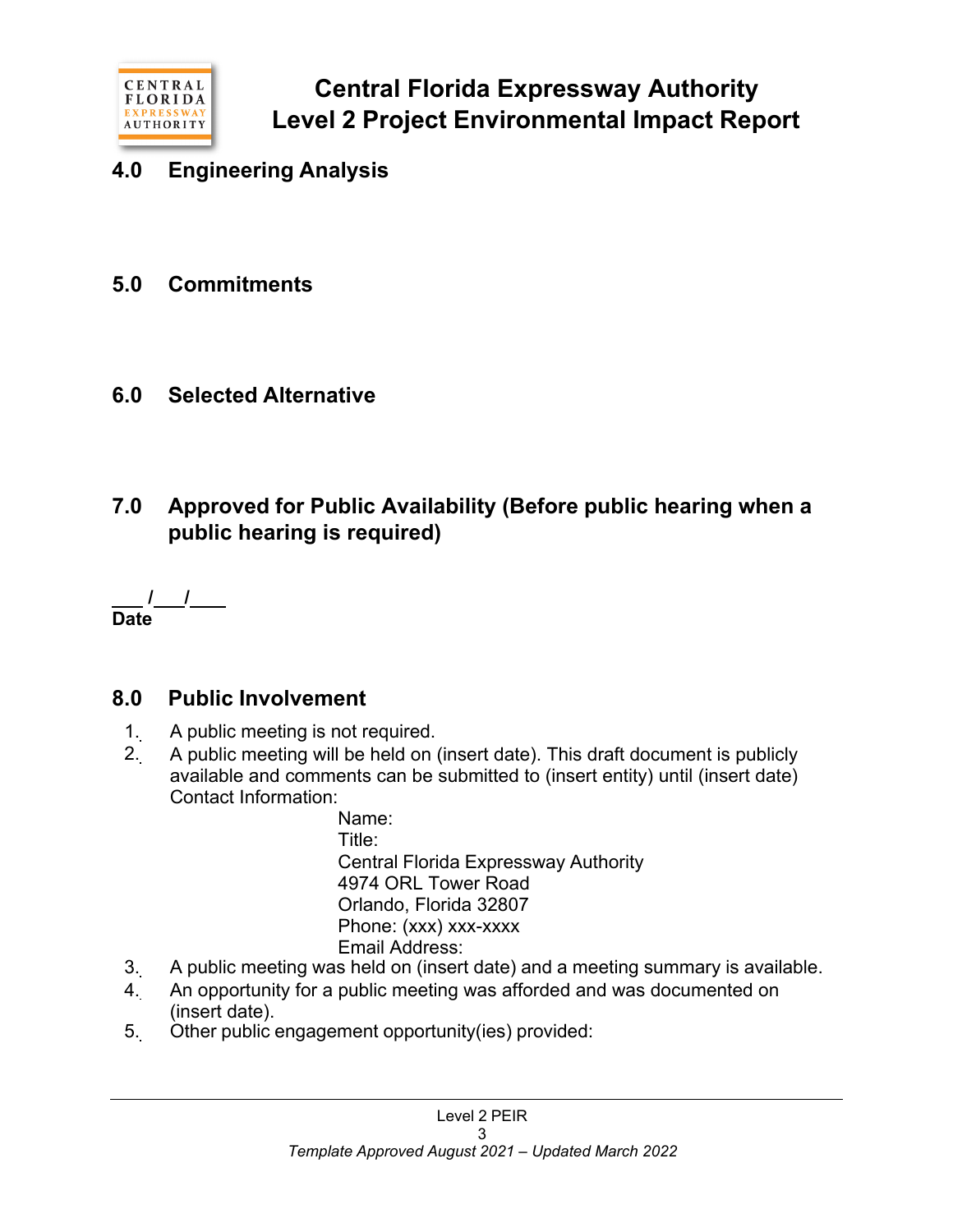## 4.0 Engineering Analysis

## 5.0 Commitments

## 6.0 Selected Alternative

## 7.0 Approved for Public Availability (Before public hearing when a public hearing is required)

**___ /___/___**
**Date**

## 8.0 Public Involvement

1. A public meeting is not required.
2. A public meeting will be held on (insert date). This draft document is publicly available and comments can be submitted to (insert entity) until (insert date) Contact Information:

   Name:
   Title:
   Central Florida Expressway Authority
   4974 ORL Tower Road
   Orlando, Florida 32807
   Phone: (xxx) xxx-xxxx
   Email Address:

3. A public meeting was held on (insert date) and a meeting summary is available.
4. An opportunity for a public meeting was afforded and was documented on (insert date).
5. Other public engagement opportunity(ies) provided: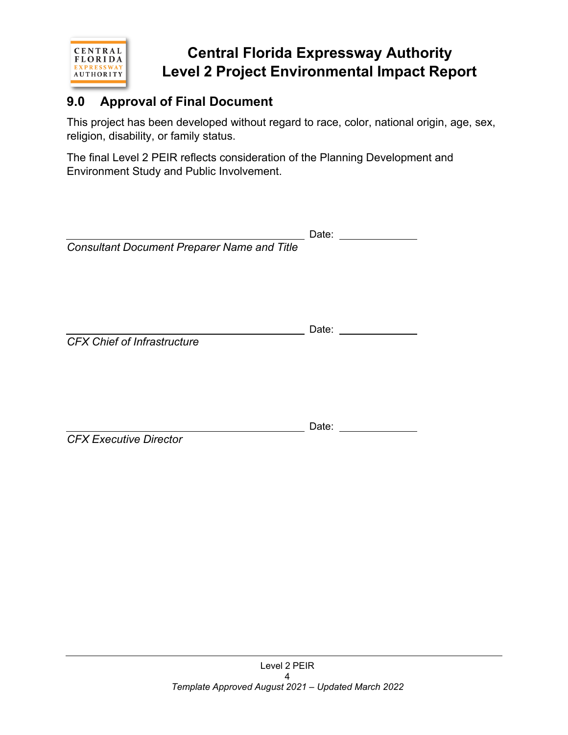## 9.0 Approval of Final Document

This project has been developed without regard to race, color, national origin, age, sex, religion, disability, or family status.

The final Level 2 PEIR reflects consideration of the Planning Development and Environment Study and Public Involvement.

\_\_\_\_\_\_\_\_\_\_\_\_\_\_\_\_\_\_\_\_\_\_\_\_\_\_\_\_\_\_\_\_\_\_\_\_\_\_ Date: \_\_\_\_\_\_\_\_\_\_\_\_

*Consultant Document Preparer Name and Title*

\_\_\_\_\_\_\_\_\_\_\_\_\_\_\_\_\_\_\_\_\_\_\_\_\_\_\_\_\_\_\_\_\_\_\_\_\_\_ Date: \_\_\_\_\_\_\_\_\_\_\_\_

*CFX Chief of Infrastructure*

\_\_\_\_\_\_\_\_\_\_\_\_\_\_\_\_\_\_\_\_\_\_\_\_\_\_\_\_\_\_\_\_\_\_\_\_\_\_ Date: \_\_\_\_\_\_\_\_\_\_\_\_

*CFX Executive Director*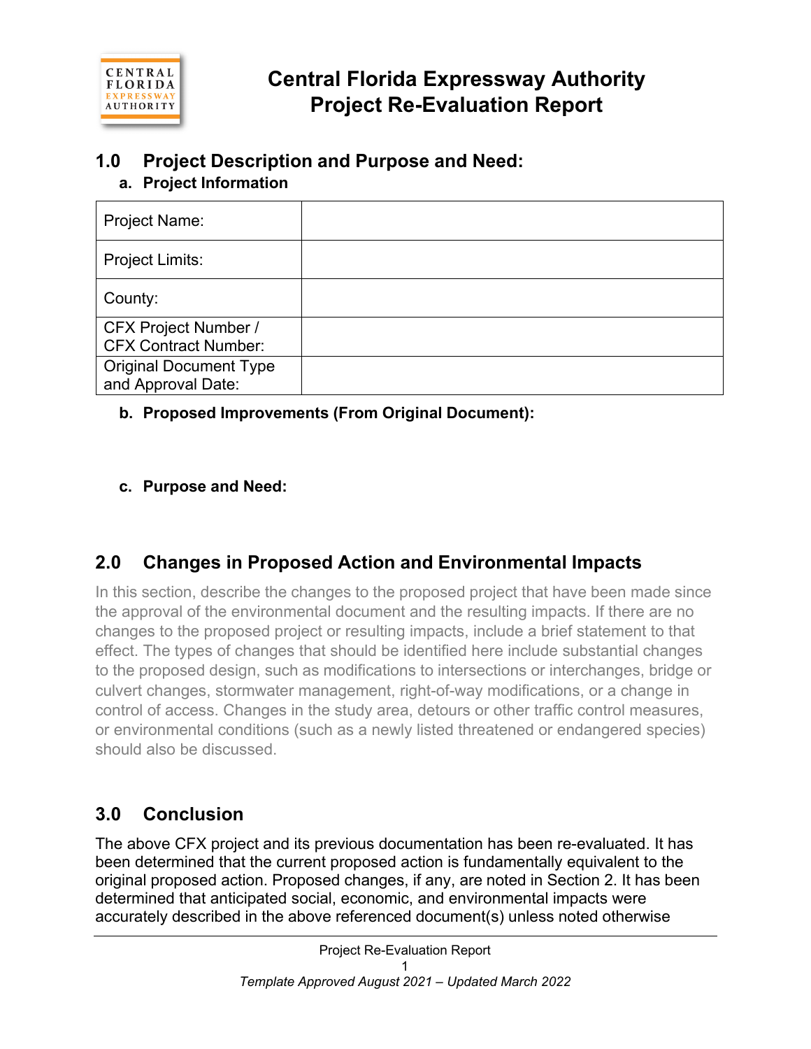# Central Florida Expressway Authority
# Project Re-Evaluation Report

## 1.0 Project Description and Purpose and Need:

### a. Project Information

| Project Name: | |
|---|---|
| Project Limits: | |
| County: | |
| CFX Project Number / CFX Contract Number: | |
| Original Document Type and Approval Date: | |

### b. Proposed Improvements (From Original Document):

### c. Purpose and Need:

## 2.0 Changes in Proposed Action and Environmental Impacts

In this section, describe the changes to the proposed project that have been made since the approval of the environmental document and the resulting impacts. If there are no changes to the proposed project or resulting impacts, include a brief statement to that effect. The types of changes that should be identified here include substantial changes to the proposed design, such as modifications to intersections or interchanges, bridge or culvert changes, stormwater management, right-of-way modifications, or a change in control of access. Changes in the study area, detours or other traffic control measures, or environmental conditions (such as a newly listed threatened or endangered species) should also be discussed.

## 3.0 Conclusion

The above CFX project and its previous documentation has been re-evaluated. It has been determined that the current proposed action is fundamentally equivalent to the original proposed action. Proposed changes, if any, are noted in Section 2. It has been determined that anticipated social, economic, and environmental impacts were accurately described in the above referenced document(s) unless noted otherwise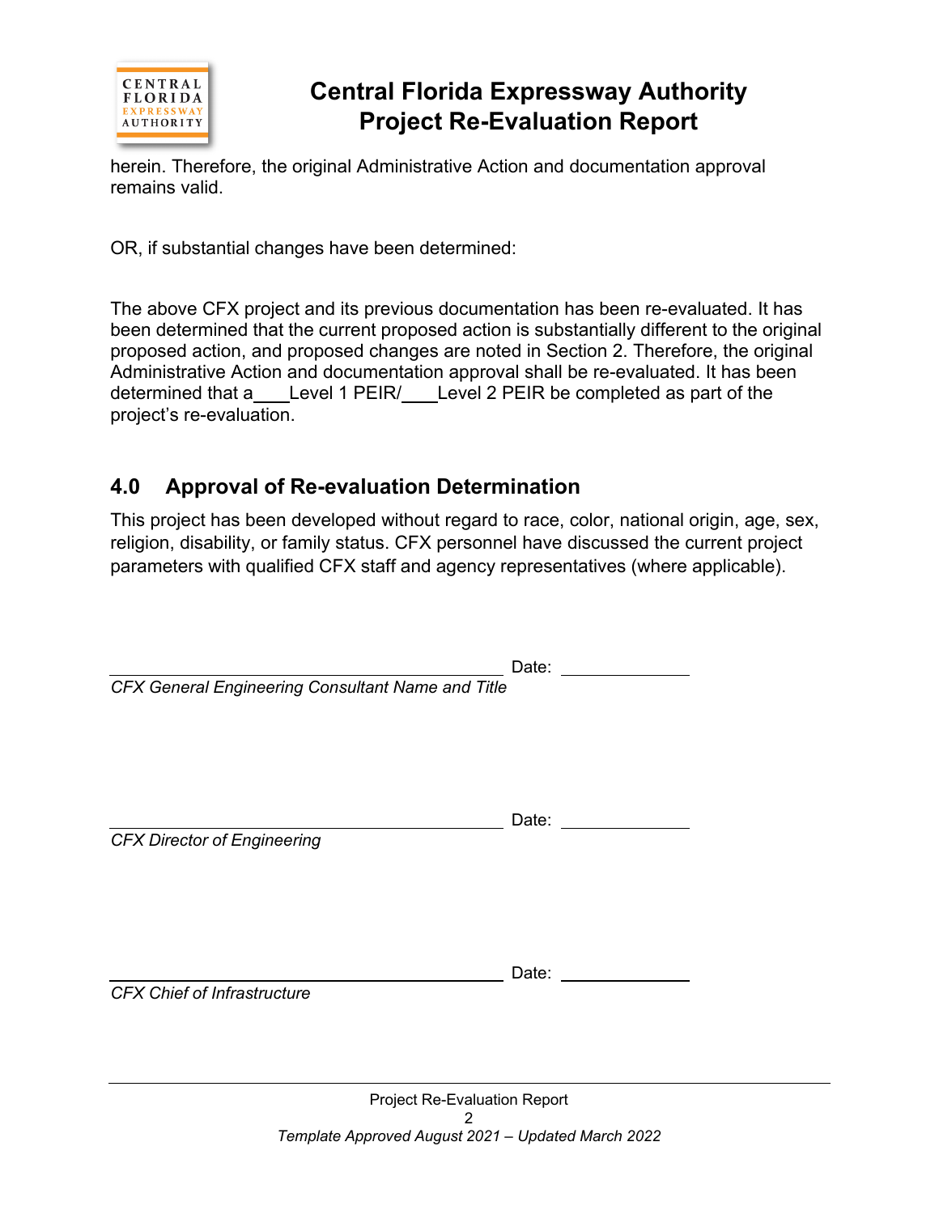herein. Therefore, the original Administrative Action and documentation approval remains valid.

OR, if substantial changes have been determined:

The above CFX project and its previous documentation has been re-evaluated. It has been determined that the current proposed action is substantially different to the original proposed action, and proposed changes are noted in Section 2. Therefore, the original Administrative Action and documentation approval shall be re-evaluated. It has been determined that a\_\_\_\_Level 1 PEIR/\_\_\_\_Level 2 PEIR be completed as part of the project's re-evaluation.

## 4.0 Approval of Re-evaluation Determination

This project has been developed without regard to race, color, national origin, age, sex, religion, disability, or family status. CFX personnel have discussed the current project parameters with qualified CFX staff and agency representatives (where applicable).

\_\_\_\_\_\_\_\_\_\_\_\_\_\_\_\_\_\_\_\_\_\_\_\_\_\_\_\_\_\_\_\_\_\_\_\_\_\_\_\_ Date: \_\_\_\_\_\_\_\_\_\_\_\_\_\_
*CFX General Engineering Consultant Name and Title*

\_\_\_\_\_\_\_\_\_\_\_\_\_\_\_\_\_\_\_\_\_\_\_\_\_\_\_\_\_\_\_\_\_\_\_\_\_\_\_\_ Date: \_\_\_\_\_\_\_\_\_\_\_\_\_\_
*CFX Director of Engineering*

\_\_\_\_\_\_\_\_\_\_\_\_\_\_\_\_\_\_\_\_\_\_\_\_\_\_\_\_\_\_\_\_\_\_\_\_\_\_\_\_ Date: \_\_\_\_\_\_\_\_\_\_\_\_\_\_
*CFX Chief of Infrastructure*